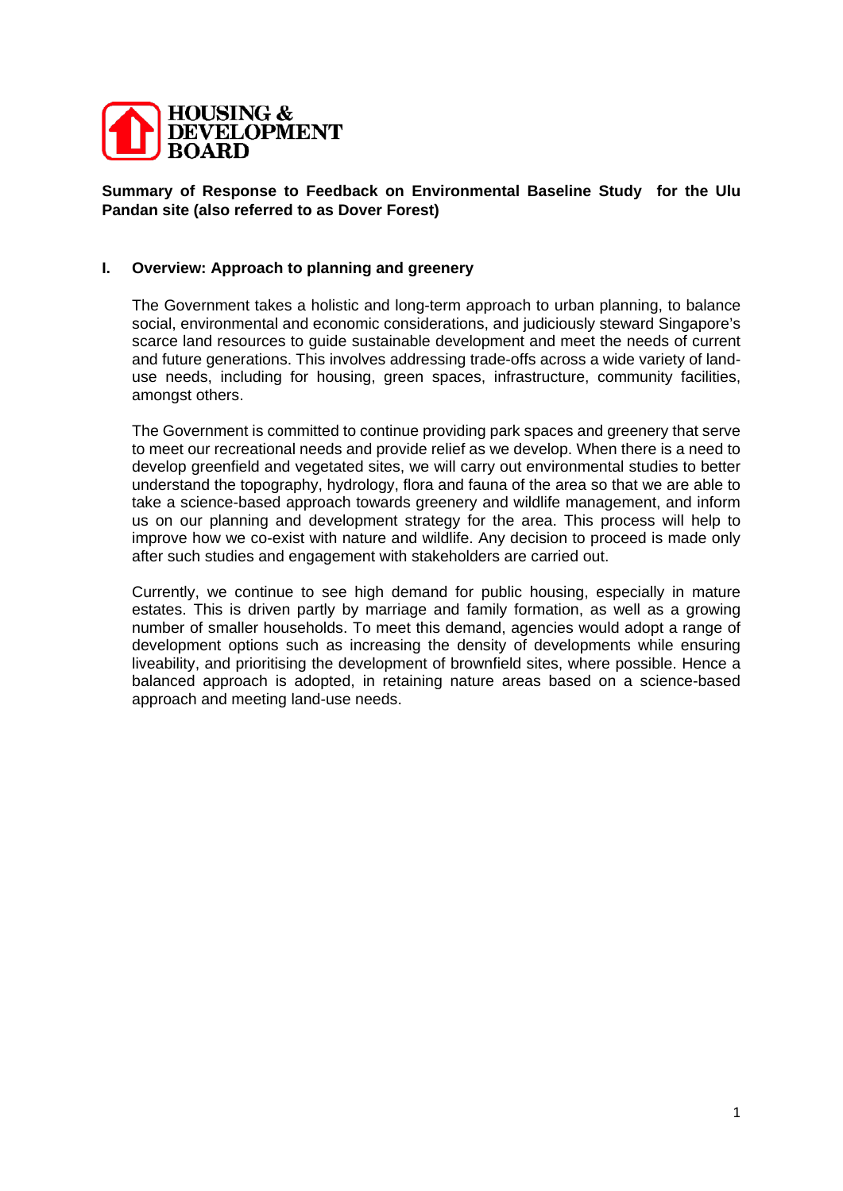HOUSING & DEVELOPMENT BOARD

**Summary of Response to Feedback on Environmental Baseline Study for the Ulu Pandan site (also referred to as Dover Forest)**

## I. Overview: Approach to planning and greenery

The Government takes a holistic and long-term approach to urban planning, to balance social, environmental and economic considerations, and judiciously steward Singapore's scarce land resources to guide sustainable development and meet the needs of current and future generations. This involves addressing trade-offs across a wide variety of land-use needs, including for housing, green spaces, infrastructure, community facilities, amongst others.

The Government is committed to continue providing park spaces and greenery that serve to meet our recreational needs and provide relief as we develop. When there is a need to develop greenfield and vegetated sites, we will carry out environmental studies to better understand the topography, hydrology, flora and fauna of the area so that we are able to take a science-based approach towards greenery and wildlife management, and inform us on our planning and development strategy for the area. This process will help to improve how we co-exist with nature and wildlife. Any decision to proceed is made only after such studies and engagement with stakeholders are carried out.

Currently, we continue to see high demand for public housing, especially in mature estates. This is driven partly by marriage and family formation, as well as a growing number of smaller households. To meet this demand, agencies would adopt a range of development options such as increasing the density of developments while ensuring liveability, and prioritising the development of brownfield sites, where possible. Hence a balanced approach is adopted, in retaining nature areas based on a science-based approach and meeting land-use needs.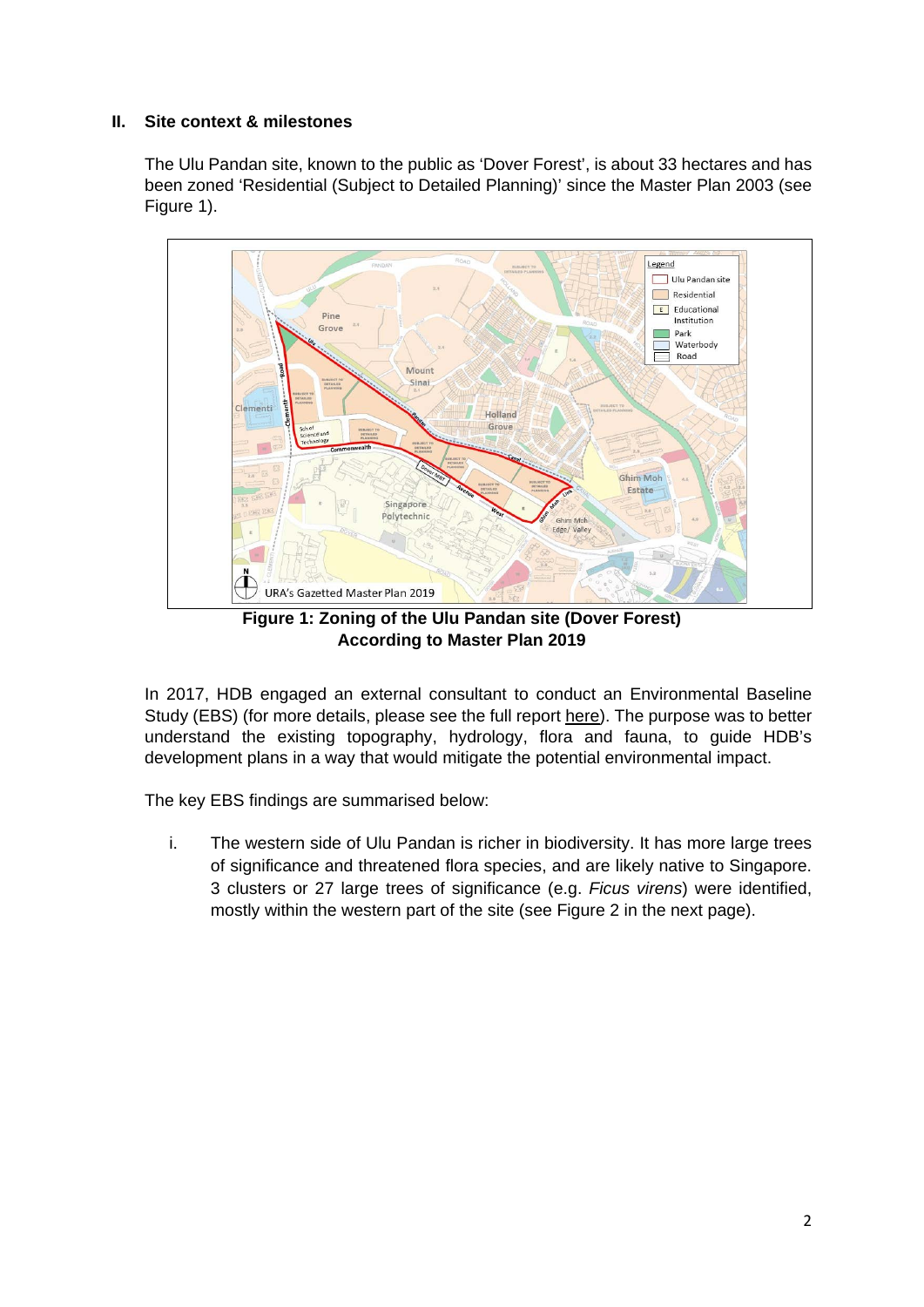## II. Site context & milestones

The Ulu Pandan site, known to the public as 'Dover Forest', is about 33 hectares and has been zoned 'Residential (Subject to Detailed Planning)' since the Master Plan 2003 (see Figure 1).

Legend
Ulu Pandan site
Residential
Educational Institution
Park
Waterbody
Road

URA's Gazetted Master Plan 2019

**Figure 1: Zoning of the Ulu Pandan site (Dover Forest) According to Master Plan 2019**

In 2017, HDB engaged an external consultant to conduct an Environmental Baseline Study (EBS) (for more details, please see the full report here). The purpose was to better understand the existing topography, hydrology, flora and fauna, to guide HDB's development plans in a way that would mitigate the potential environmental impact.

The key EBS findings are summarised below:

i. The western side of Ulu Pandan is richer in biodiversity. It has more large trees of significance and threatened flora species, and are likely native to Singapore. 3 clusters or 27 large trees of significance (e.g. *Ficus virens*) were identified, mostly within the western part of the site (see Figure 2 in the next page).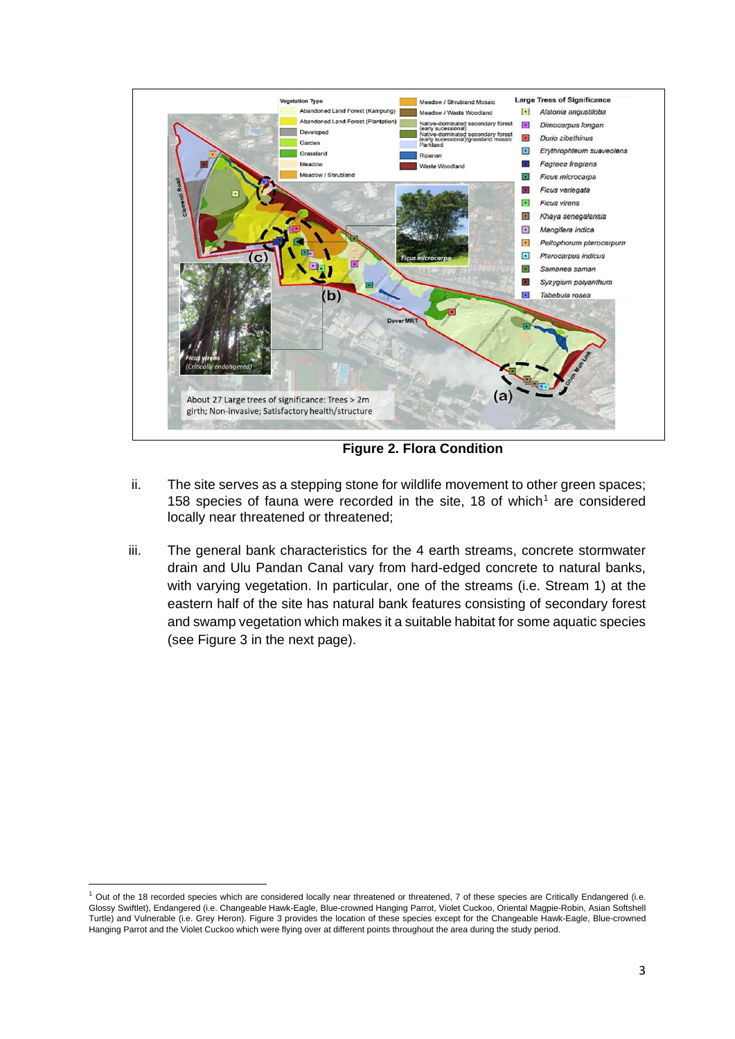Vegetation Type

Abandoned Land Forest (Kampung)

Abandoned Land Forest (Plantation)

Developed

Garden

Grassland

Meadow

Meadow / Shrubland

Meadow / Shrubland Mosaic

Meadow / Waste Woodland

Native-dominated secondary forest (early sucessional)

Native-dominated secondary forest (early sucessional)/grassland mosaic

Parkland

Riparian

Waste Woodland

Large Trees of Significance

*Alstonia angustiloba*

*Dimocarpus longan*

*Durio zibethinus*

*Erythrophleum suaveolens*

*Fagraea fragrans*

*Ficus microcarpa*

*Ficus variegata*

*Ficus virens*

*Khaya senegalensis*

*Mangifera indica*

*Peltophorum pterocarpum*

*Pterocarpus indicus*

*Samanea saman*

*Syzygium polyanthum*

*Tabebuia rosea*

Clementi Road

Ficus microcarpa

Ficus virens (Critically endangered)

(a)

(b)

(c)

Dover MRT

Ghim Moh Link

About 27 Large trees of significance: Trees > 2m girth; Non-invasive; Satisfactory health/structure

**Figure 2. Flora Condition**

ii. The site serves as a stepping stone for wildlife movement to other green spaces; 158 species of fauna were recorded in the site, 18 of which[1] are considered locally near threatened or threatened;

iii. The general bank characteristics for the 4 earth streams, concrete stormwater drain and Ulu Pandan Canal vary from hard-edged concrete to natural banks, with varying vegetation. In particular, one of the streams (i.e. Stream 1) at the eastern half of the site has natural bank features consisting of secondary forest and swamp vegetation which makes it a suitable habitat for some aquatic species (see Figure 3 in the next page).

[1] Out of the 18 recorded species which are considered locally near threatened or threatened, 7 of these species are Critically Endangered (i.e. Glossy Swiftlet), Endangered (i.e. Changeable Hawk-Eagle, Blue-crowned Hanging Parrot, Violet Cuckoo, Oriental Magpie-Robin, Asian Softshell Turtle) and Vulnerable (i.e. Grey Heron). Figure 3 provides the location of these species except for the Changeable Hawk-Eagle, Blue-crowned Hanging Parrot and the Violet Cuckoo which were flying over at different points throughout the area during the study period.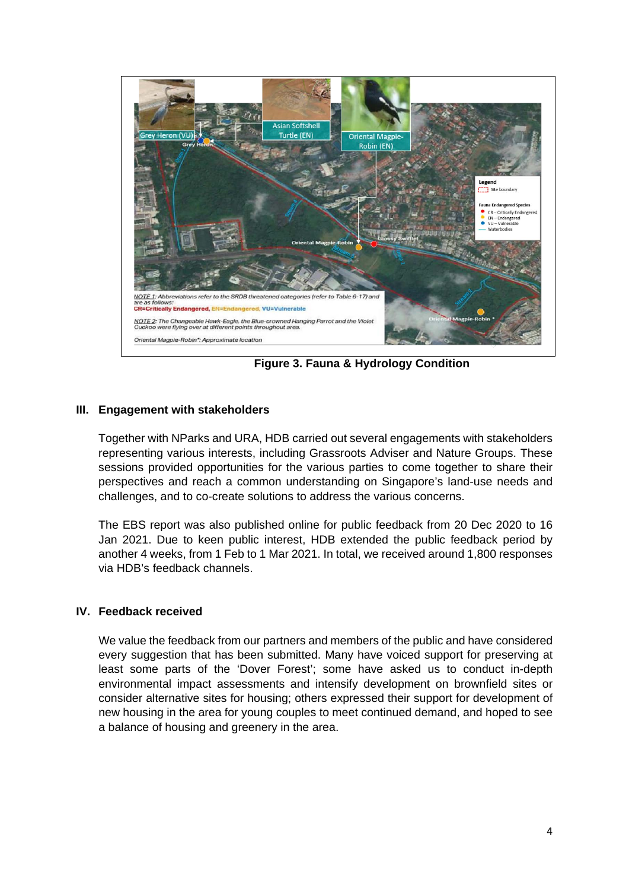Grey Heron (VU)

Asian Softshell Turtle (EN)

Oriental Magpie-Robin (EN)

Grey Heron

Oriental Magpie-Robin

Glossy Swiftlet

Oriental Magpie-Robin *

Legend

Site boundary

Fauna Endangered Species

CR – Critically Endangered

EN – Endangered

VU – Vulnerable

Waterbodies

*NOTE 1: Abbreviations refer to the SRDB threatened categories (refer to Table 6-17) and are as follows:*
**CR=Critically Endangered, EN=Endangered, VU=Vulnerable**

*NOTE 2: The Changeable Hawk-Eagle, the Blue-crowned Hanging Parrot and the Violet Cuckoo were flying over at different points throughout area.*

*Oriental Magpie-Robin\*: Approximate location*

**Figure 3. Fauna & Hydrology Condition**

## III. Engagement with stakeholders

Together with NParks and URA, HDB carried out several engagements with stakeholders representing various interests, including Grassroots Adviser and Nature Groups. These sessions provided opportunities for the various parties to come together to share their perspectives and reach a common understanding on Singapore's land-use needs and challenges, and to co-create solutions to address the various concerns.

The EBS report was also published online for public feedback from 20 Dec 2020 to 16 Jan 2021. Due to keen public interest, HDB extended the public feedback period by another 4 weeks, from 1 Feb to 1 Mar 2021. In total, we received around 1,800 responses via HDB's feedback channels.

## IV. Feedback received

We value the feedback from our partners and members of the public and have considered every suggestion that has been submitted. Many have voiced support for preserving at least some parts of the 'Dover Forest'; some have asked us to conduct in-depth environmental impact assessments and intensify development on brownfield sites or consider alternative sites for housing; others expressed their support for development of new housing in the area for young couples to meet continued demand, and hoped to see a balance of housing and greenery in the area.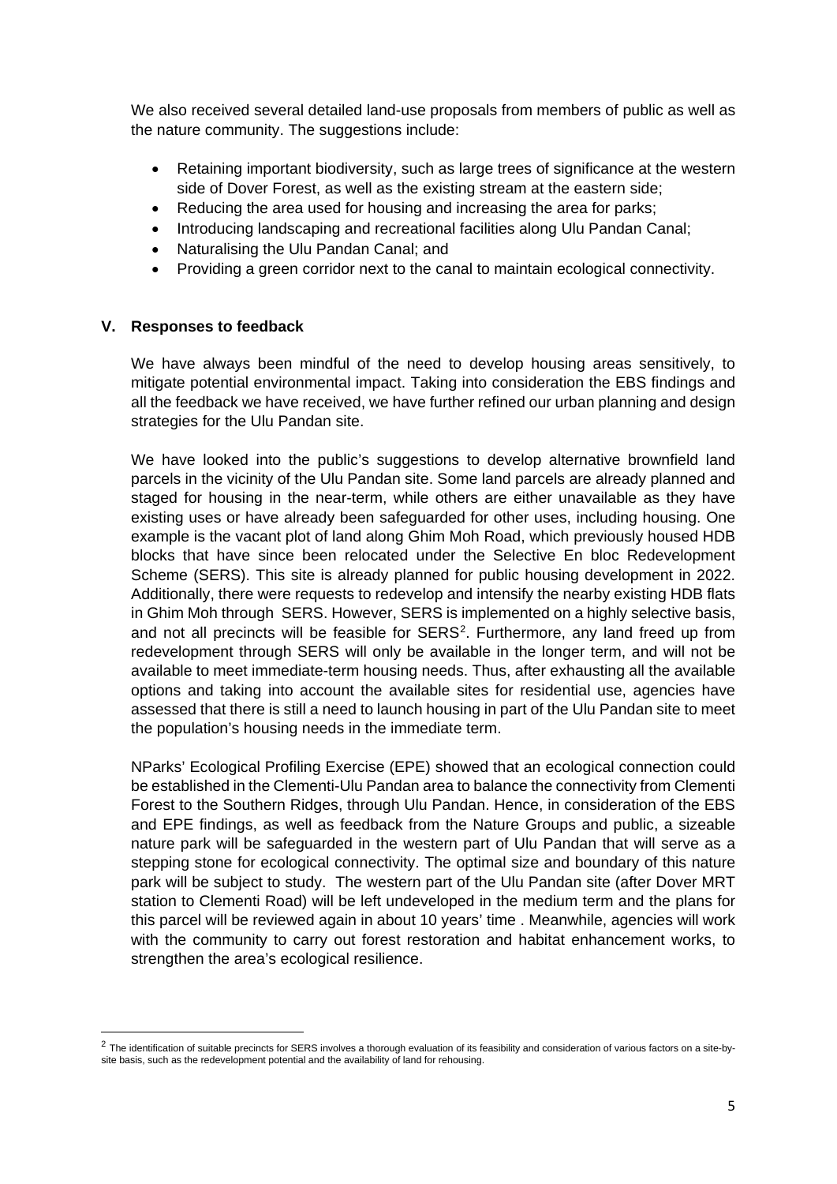We also received several detailed land-use proposals from members of public as well as the nature community. The suggestions include:

- Retaining important biodiversity, such as large trees of significance at the western side of Dover Forest, as well as the existing stream at the eastern side;
- Reducing the area used for housing and increasing the area for parks;
- Introducing landscaping and recreational facilities along Ulu Pandan Canal;
- Naturalising the Ulu Pandan Canal; and
- Providing a green corridor next to the canal to maintain ecological connectivity.

## V. Responses to feedback

We have always been mindful of the need to develop housing areas sensitively, to mitigate potential environmental impact. Taking into consideration the EBS findings and all the feedback we have received, we have further refined our urban planning and design strategies for the Ulu Pandan site.

We have looked into the public's suggestions to develop alternative brownfield land parcels in the vicinity of the Ulu Pandan site. Some land parcels are already planned and staged for housing in the near-term, while others are either unavailable as they have existing uses or have already been safeguarded for other uses, including housing. One example is the vacant plot of land along Ghim Moh Road, which previously housed HDB blocks that have since been relocated under the Selective En bloc Redevelopment Scheme (SERS). This site is already planned for public housing development in 2022. Additionally, there were requests to redevelop and intensify the nearby existing HDB flats in Ghim Moh through SERS. However, SERS is implemented on a highly selective basis, and not all precincts will be feasible for SERS[2]. Furthermore, any land freed up from redevelopment through SERS will only be available in the longer term, and will not be available to meet immediate-term housing needs. Thus, after exhausting all the available options and taking into account the available sites for residential use, agencies have assessed that there is still a need to launch housing in part of the Ulu Pandan site to meet the population's housing needs in the immediate term.

NParks' Ecological Profiling Exercise (EPE) showed that an ecological connection could be established in the Clementi-Ulu Pandan area to balance the connectivity from Clementi Forest to the Southern Ridges, through Ulu Pandan. Hence, in consideration of the EBS and EPE findings, as well as feedback from the Nature Groups and public, a sizeable nature park will be safeguarded in the western part of Ulu Pandan that will serve as a stepping stone for ecological connectivity. The optimal size and boundary of this nature park will be subject to study. The western part of the Ulu Pandan site (after Dover MRT station to Clementi Road) will be left undeveloped in the medium term and the plans for this parcel will be reviewed again in about 10 years' time . Meanwhile, agencies will work with the community to carry out forest restoration and habitat enhancement works, to strengthen the area's ecological resilience.

[2] The identification of suitable precincts for SERS involves a thorough evaluation of its feasibility and consideration of various factors on a site-by-site basis, such as the redevelopment potential and the availability of land for rehousing.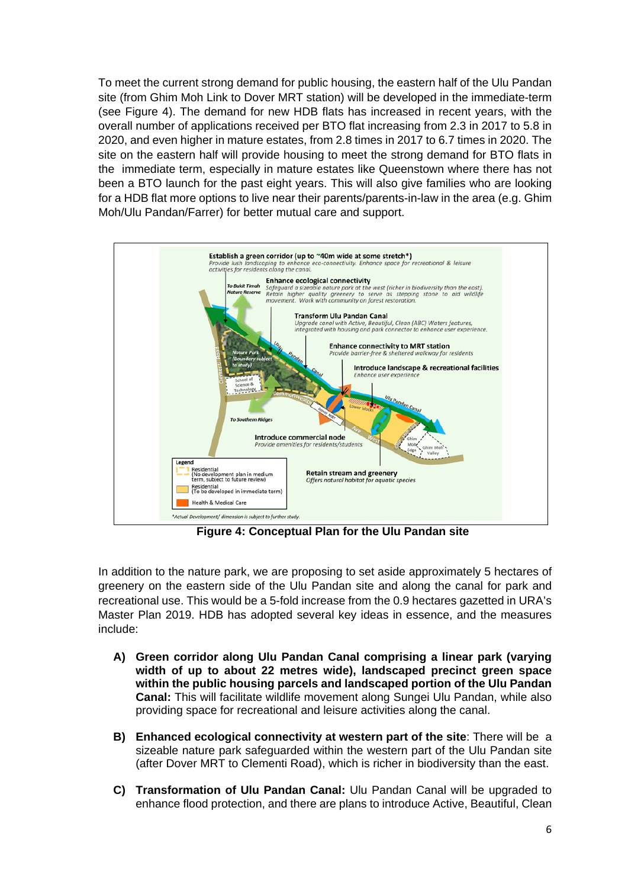To meet the current strong demand for public housing, the eastern half of the Ulu Pandan site (from Ghim Moh Link to Dover MRT station) will be developed in the immediate-term (see Figure 4). The demand for new HDB flats has increased in recent years, with the overall number of applications received per BTO flat increasing from 2.3 in 2017 to 5.8 in 2020, and even higher in mature estates, from 2.8 times in 2017 to 6.7 times in 2020. The site on the eastern half will provide housing to meet the strong demand for BTO flats in the immediate term, especially in mature estates like Queenstown where there has not been a BTO launch for the past eight years. This will also give families who are looking for a HDB flat more options to live near their parents/parents-in-law in the area (e.g. Ghim Moh/Ulu Pandan/Farrer) for better mutual care and support.

**Establish a green corridor (up to ~40m wide at some stretch*)**
*Provide lush landscaping to enhance eco-connectivity. Enhance space for recreational & leisure activities for residents along the canal.*

**Enhance ecological connectivity**
*Safeguard a sizeable nature park at the west (richer in biodiversity than the east). Retain higher quality greenery to serve as stepping stone to aid wildlife movement. Work with community on forest restoration.*

**Transform Ulu Pandan Canal**
*Upgrade canal with Active, Beautiful, Clean (ABC) Waters features, integrated with housing and park connector to enhance user experience.*

**Enhance connectivity to MRT station**
*Provide barrier-free & sheltered walkway for residents*

**Introduce landscape & recreational facilities**
*Enhance user experience*

**Introduce commercial node**
*Provide amenities for residents/students*

**Retain stream and greenery**
*Offers natural habitat for aquatic species*

To Bukit Timah Nature Reserve

To Southern Ridges

Nature Park (Boundary subject to study)

School of Science & Technology

Clementi Road

Ulu Pandan Canal

Commonwealth

Dover MRT

Lower blocks

Ave West

Ghim Moh Link

Ghim Moh Edge

Ghim Moh Valley

Legend
Residential (No development plan in medium term, subject to future review)
Residential (To be developed in immediate term)
Health & Medical Care

*Actual Development/ dimension is subject to further study.

**Figure 4: Conceptual Plan for the Ulu Pandan site**

In addition to the nature park, we are proposing to set aside approximately 5 hectares of greenery on the eastern side of the Ulu Pandan site and along the canal for park and recreational use. This would be a 5-fold increase from the 0.9 hectares gazetted in URA's Master Plan 2019. HDB has adopted several key ideas in essence, and the measures include:

A) **Green corridor along Ulu Pandan Canal comprising a linear park (varying width of up to about 22 metres wide), landscaped precinct green space within the public housing parcels and landscaped portion of the Ulu Pandan Canal:** This will facilitate wildlife movement along Sungei Ulu Pandan, while also providing space for recreational and leisure activities along the canal.

B) **Enhanced ecological connectivity at western part of the site**: There will be a sizeable nature park safeguarded within the western part of the Ulu Pandan site (after Dover MRT to Clementi Road), which is richer in biodiversity than the east.

C) **Transformation of Ulu Pandan Canal:** Ulu Pandan Canal will be upgraded to enhance flood protection, and there are plans to introduce Active, Beautiful, Clean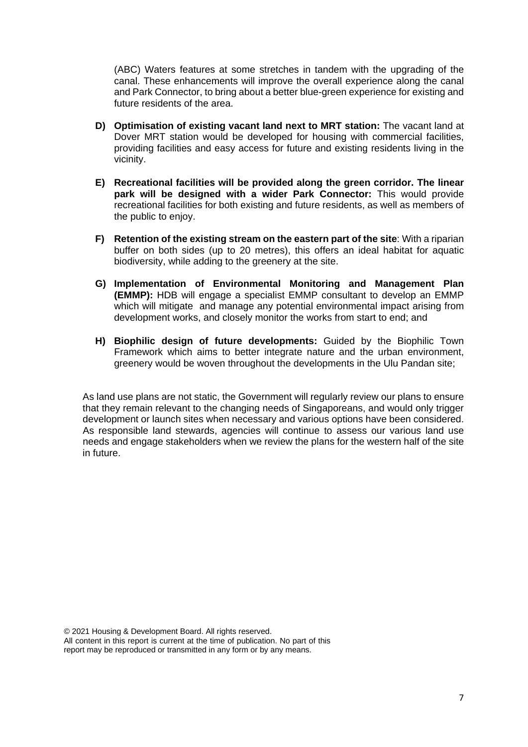(ABC) Waters features at some stretches in tandem with the upgrading of the canal. These enhancements will improve the overall experience along the canal and Park Connector, to bring about a better blue-green experience for existing and future residents of the area.

**D) Optimisation of existing vacant land next to MRT station:** The vacant land at Dover MRT station would be developed for housing with commercial facilities, providing facilities and easy access for future and existing residents living in the vicinity.

**E) Recreational facilities will be provided along the green corridor. The linear park will be designed with a wider Park Connector:** This would provide recreational facilities for both existing and future residents, as well as members of the public to enjoy.

**F) Retention of the existing stream on the eastern part of the site**: With a riparian buffer on both sides (up to 20 metres), this offers an ideal habitat for aquatic biodiversity, while adding to the greenery at the site.

**G) Implementation of Environmental Monitoring and Management Plan (EMMP):** HDB will engage a specialist EMMP consultant to develop an EMMP which will mitigate and manage any potential environmental impact arising from development works, and closely monitor the works from start to end; and

**H) Biophilic design of future developments:** Guided by the Biophilic Town Framework which aims to better integrate nature and the urban environment, greenery would be woven throughout the developments in the Ulu Pandan site;

As land use plans are not static, the Government will regularly review our plans to ensure that they remain relevant to the changing needs of Singaporeans, and would only trigger development or launch sites when necessary and various options have been considered. As responsible land stewards, agencies will continue to assess our various land use needs and engage stakeholders when we review the plans for the western half of the site in future.

© 2021 Housing & Development Board. All rights reserved.
All content in this report is current at the time of publication. No part of this report may be reproduced or transmitted in any form or by any means.